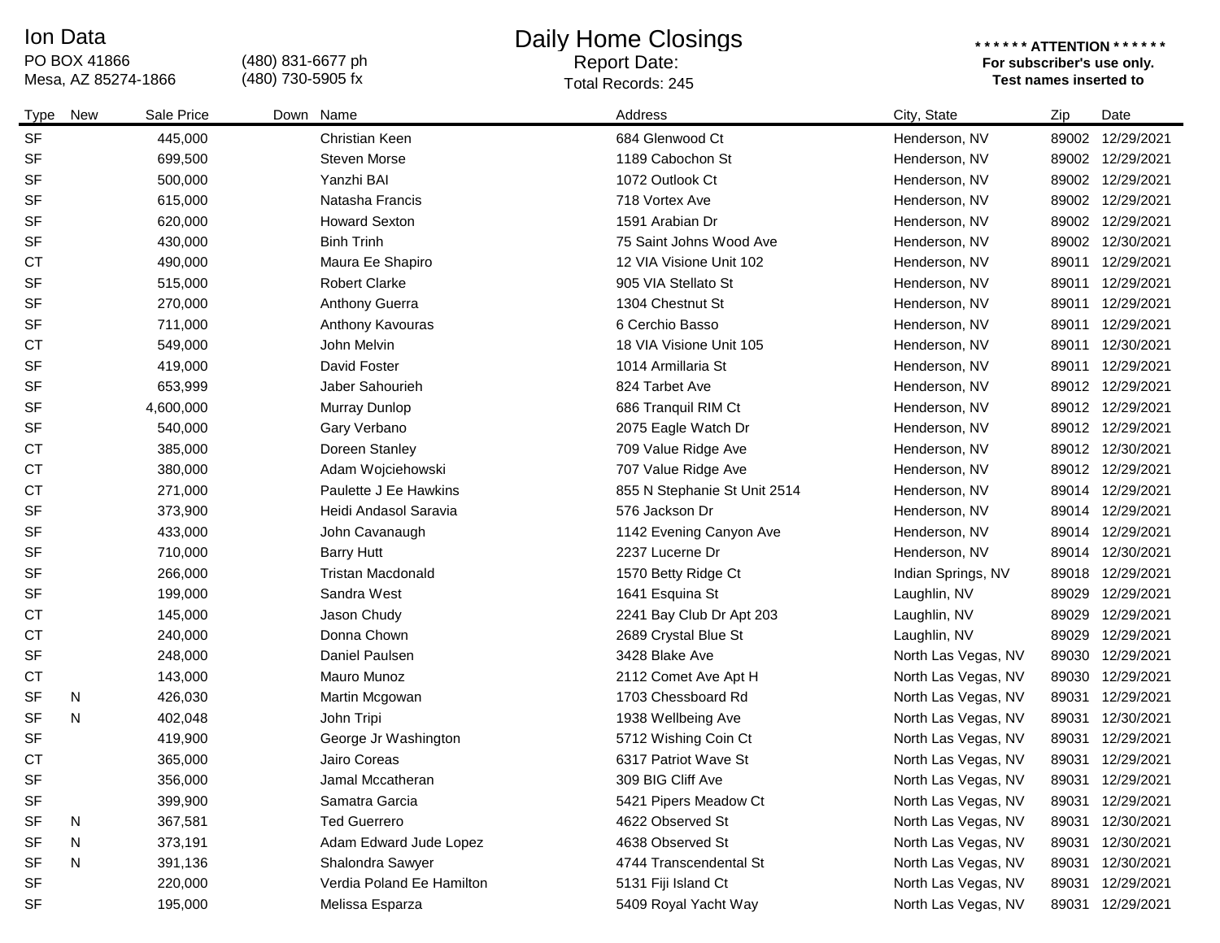Ion Data
PO BOX 41866
Mesa, AZ 85274-1866

(480) 831-6677 ph
(480) 730-5905 fx

# Daily Home Closings

Report Date:
Total Records: 245

**\* \* \* \* \* \* ATTENTION \* \* \* \* \* \***
**For subscriber's use only.**
**Test names inserted to**

| Type | New | Sale Price | Down | Name | Address | City, State | Zip | Date |
|---|---|---|---|---|---|---|---|---|
| SF | | 445,000 | | Christian Keen | 684 Glenwood Ct | Henderson, NV | 89002 | 12/29/2021 |
| SF | | 699,500 | | Steven Morse | 1189 Cabochon St | Henderson, NV | 89002 | 12/29/2021 |
| SF | | 500,000 | | Yanzhi BAI | 1072 Outlook Ct | Henderson, NV | 89002 | 12/29/2021 |
| SF | | 615,000 | | Natasha Francis | 718 Vortex Ave | Henderson, NV | 89002 | 12/29/2021 |
| SF | | 620,000 | | Howard Sexton | 1591 Arabian Dr | Henderson, NV | 89002 | 12/29/2021 |
| SF | | 430,000 | | Binh Trinh | 75 Saint Johns Wood Ave | Henderson, NV | 89002 | 12/30/2021 |
| CT | | 490,000 | | Maura Ee Shapiro | 12 VIA Visione Unit 102 | Henderson, NV | 89011 | 12/29/2021 |
| SF | | 515,000 | | Robert Clarke | 905 VIA Stellato St | Henderson, NV | 89011 | 12/29/2021 |
| SF | | 270,000 | | Anthony Guerra | 1304 Chestnut St | Henderson, NV | 89011 | 12/29/2021 |
| SF | | 711,000 | | Anthony Kavouras | 6 Cerchio Basso | Henderson, NV | 89011 | 12/29/2021 |
| CT | | 549,000 | | John Melvin | 18 VIA Visione Unit 105 | Henderson, NV | 89011 | 12/30/2021 |
| SF | | 419,000 | | David Foster | 1014 Armillaria St | Henderson, NV | 89011 | 12/29/2021 |
| SF | | 653,999 | | Jaber Sahourieh | 824 Tarbet Ave | Henderson, NV | 89012 | 12/29/2021 |
| SF | | 4,600,000 | | Murray Dunlop | 686 Tranquil RIM Ct | Henderson, NV | 89012 | 12/29/2021 |
| SF | | 540,000 | | Gary Verbano | 2075 Eagle Watch Dr | Henderson, NV | 89012 | 12/29/2021 |
| CT | | 385,000 | | Doreen Stanley | 709 Value Ridge Ave | Henderson, NV | 89012 | 12/30/2021 |
| CT | | 380,000 | | Adam Wojciehowski | 707 Value Ridge Ave | Henderson, NV | 89012 | 12/29/2021 |
| CT | | 271,000 | | Paulette J Ee Hawkins | 855 N Stephanie St Unit 2514 | Henderson, NV | 89014 | 12/29/2021 |
| SF | | 373,900 | | Heidi Andasol Saravia | 576 Jackson Dr | Henderson, NV | 89014 | 12/29/2021 |
| SF | | 433,000 | | John Cavanaugh | 1142 Evening Canyon Ave | Henderson, NV | 89014 | 12/29/2021 |
| SF | | 710,000 | | Barry Hutt | 2237 Lucerne Dr | Henderson, NV | 89014 | 12/30/2021 |
| SF | | 266,000 | | Tristan Macdonald | 1570 Betty Ridge Ct | Indian Springs, NV | 89018 | 12/29/2021 |
| SF | | 199,000 | | Sandra West | 1641 Esquina St | Laughlin, NV | 89029 | 12/29/2021 |
| CT | | 145,000 | | Jason Chudy | 2241 Bay Club Dr Apt 203 | Laughlin, NV | 89029 | 12/29/2021 |
| CT | | 240,000 | | Donna Chown | 2689 Crystal Blue St | Laughlin, NV | 89029 | 12/29/2021 |
| SF | | 248,000 | | Daniel Paulsen | 3428 Blake Ave | North Las Vegas, NV | 89030 | 12/29/2021 |
| CT | | 143,000 | | Mauro Munoz | 2112 Comet Ave Apt H | North Las Vegas, NV | 89030 | 12/29/2021 |
| SF | N | 426,030 | | Martin Mcgowan | 1703 Chessboard Rd | North Las Vegas, NV | 89031 | 12/29/2021 |
| SF | N | 402,048 | | John Tripi | 1938 Wellbeing Ave | North Las Vegas, NV | 89031 | 12/30/2021 |
| SF | | 419,900 | | George Jr Washington | 5712 Wishing Coin Ct | North Las Vegas, NV | 89031 | 12/29/2021 |
| CT | | 365,000 | | Jairo Coreas | 6317 Patriot Wave St | North Las Vegas, NV | 89031 | 12/29/2021 |
| SF | | 356,000 | | Jamal Mccatheran | 309 BIG Cliff Ave | North Las Vegas, NV | 89031 | 12/29/2021 |
| SF | | 399,900 | | Samatra Garcia | 5421 Pipers Meadow Ct | North Las Vegas, NV | 89031 | 12/29/2021 |
| SF | N | 367,581 | | Ted Guerrero | 4622 Observed St | North Las Vegas, NV | 89031 | 12/30/2021 |
| SF | N | 373,191 | | Adam Edward Jude Lopez | 4638 Observed St | North Las Vegas, NV | 89031 | 12/30/2021 |
| SF | N | 391,136 | | Shalondra Sawyer | 4744 Transcendental St | North Las Vegas, NV | 89031 | 12/30/2021 |
| SF | | 220,000 | | Verdia Poland Ee Hamilton | 5131 Fiji Island Ct | North Las Vegas, NV | 89031 | 12/29/2021 |
| SF | | 195,000 | | Melissa Esparza | 5409 Royal Yacht Way | North Las Vegas, NV | 89031 | 12/29/2021 |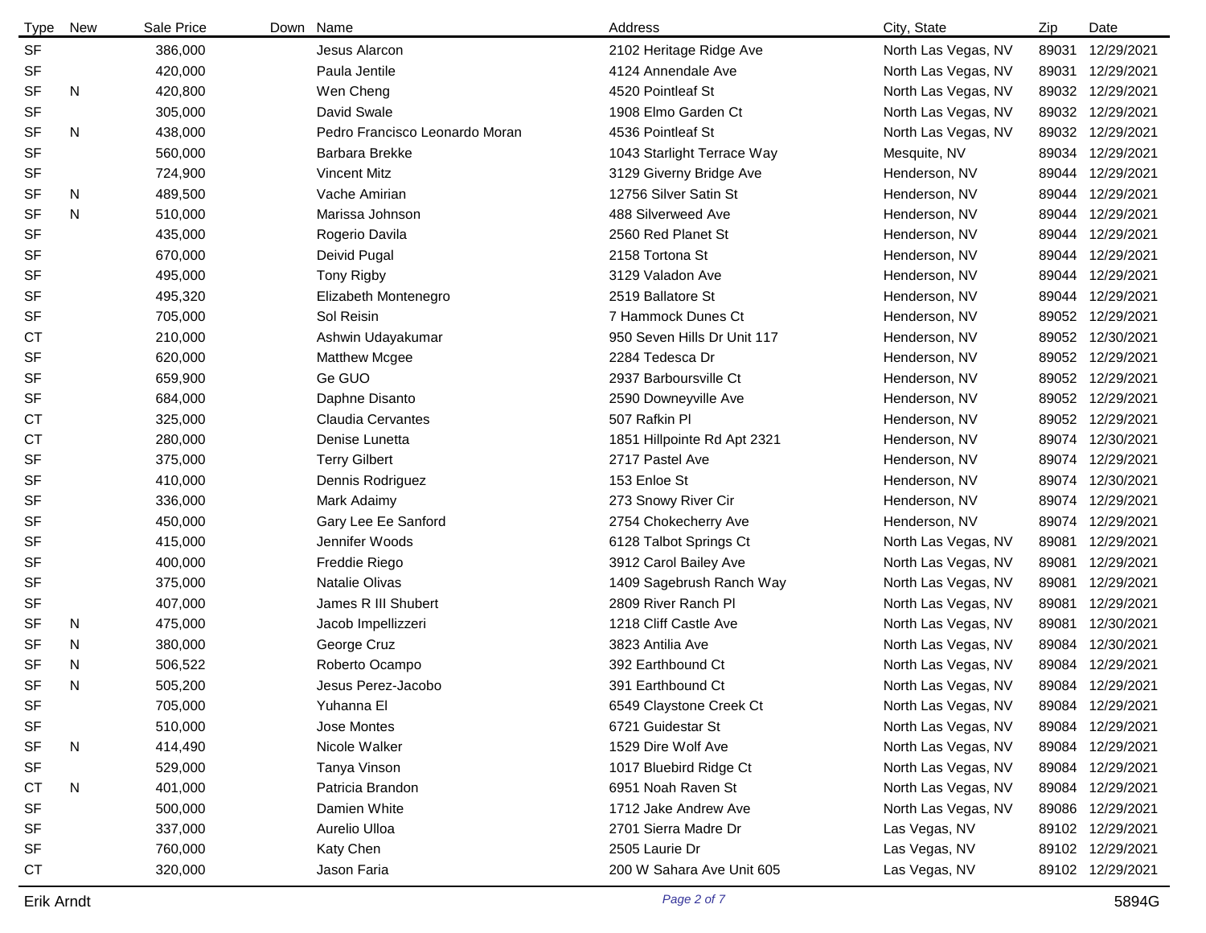| Type | New | Sale Price | Down | Name | Address | City, State | Zip | Date |
|---|---|---|---|---|---|---|---|---|
| SF | | 386,000 | | Jesus Alarcon | 2102 Heritage Ridge Ave | North Las Vegas, NV | 89031 | 12/29/2021 |
| SF | | 420,000 | | Paula Jentile | 4124 Annendale Ave | North Las Vegas, NV | 89031 | 12/29/2021 |
| SF | N | 420,800 | | Wen Cheng | 4520 Pointleaf St | North Las Vegas, NV | 89032 | 12/29/2021 |
| SF | | 305,000 | | David Swale | 1908 Elmo Garden Ct | North Las Vegas, NV | 89032 | 12/29/2021 |
| SF | N | 438,000 | | Pedro Francisco Leonardo Moran | 4536 Pointleaf St | North Las Vegas, NV | 89032 | 12/29/2021 |
| SF | | 560,000 | | Barbara Brekke | 1043 Starlight Terrace Way | Mesquite, NV | 89034 | 12/29/2021 |
| SF | | 724,900 | | Vincent Mitz | 3129 Giverny Bridge Ave | Henderson, NV | 89044 | 12/29/2021 |
| SF | N | 489,500 | | Vache Amirian | 12756 Silver Satin St | Henderson, NV | 89044 | 12/29/2021 |
| SF | N | 510,000 | | Marissa Johnson | 488 Silverweed Ave | Henderson, NV | 89044 | 12/29/2021 |
| SF | | 435,000 | | Rogerio Davila | 2560 Red Planet St | Henderson, NV | 89044 | 12/29/2021 |
| SF | | 670,000 | | Deivid Pugal | 2158 Tortona St | Henderson, NV | 89044 | 12/29/2021 |
| SF | | 495,000 | | Tony Rigby | 3129 Valadon Ave | Henderson, NV | 89044 | 12/29/2021 |
| SF | | 495,320 | | Elizabeth Montenegro | 2519 Ballatore St | Henderson, NV | 89044 | 12/29/2021 |
| SF | | 705,000 | | Sol Reisin | 7 Hammock Dunes Ct | Henderson, NV | 89052 | 12/29/2021 |
| CT | | 210,000 | | Ashwin Udayakumar | 950 Seven Hills Dr Unit 117 | Henderson, NV | 89052 | 12/30/2021 |
| SF | | 620,000 | | Matthew Mcgee | 2284 Tedesca Dr | Henderson, NV | 89052 | 12/29/2021 |
| SF | | 659,900 | | Ge GUO | 2937 Barboursville Ct | Henderson, NV | 89052 | 12/29/2021 |
| SF | | 684,000 | | Daphne Disanto | 2590 Downeyville Ave | Henderson, NV | 89052 | 12/29/2021 |
| CT | | 325,000 | | Claudia Cervantes | 507 Rafkin Pl | Henderson, NV | 89052 | 12/29/2021 |
| CT | | 280,000 | | Denise Lunetta | 1851 Hillpointe Rd Apt 2321 | Henderson, NV | 89074 | 12/30/2021 |
| SF | | 375,000 | | Terry Gilbert | 2717 Pastel Ave | Henderson, NV | 89074 | 12/29/2021 |
| SF | | 410,000 | | Dennis Rodriguez | 153 Enloe St | Henderson, NV | 89074 | 12/30/2021 |
| SF | | 336,000 | | Mark Adaimy | 273 Snowy River Cir | Henderson, NV | 89074 | 12/29/2021 |
| SF | | 450,000 | | Gary Lee Ee Sanford | 2754 Chokecherry Ave | Henderson, NV | 89074 | 12/29/2021 |
| SF | | 415,000 | | Jennifer Woods | 6128 Talbot Springs Ct | North Las Vegas, NV | 89081 | 12/29/2021 |
| SF | | 400,000 | | Freddie Riego | 3912 Carol Bailey Ave | North Las Vegas, NV | 89081 | 12/29/2021 |
| SF | | 375,000 | | Natalie Olivas | 1409 Sagebrush Ranch Way | North Las Vegas, NV | 89081 | 12/29/2021 |
| SF | | 407,000 | | James R III Shubert | 2809 River Ranch Pl | North Las Vegas, NV | 89081 | 12/29/2021 |
| SF | N | 475,000 | | Jacob Impellizzeri | 1218 Cliff Castle Ave | North Las Vegas, NV | 89081 | 12/30/2021 |
| SF | N | 380,000 | | George Cruz | 3823 Antilia Ave | North Las Vegas, NV | 89084 | 12/30/2021 |
| SF | N | 506,522 | | Roberto Ocampo | 392 Earthbound Ct | North Las Vegas, NV | 89084 | 12/29/2021 |
| SF | N | 505,200 | | Jesus Perez-Jacobo | 391 Earthbound Ct | North Las Vegas, NV | 89084 | 12/29/2021 |
| SF | | 705,000 | | Yuhanna El | 6549 Claystone Creek Ct | North Las Vegas, NV | 89084 | 12/29/2021 |
| SF | | 510,000 | | Jose Montes | 6721 Guidestar St | North Las Vegas, NV | 89084 | 12/29/2021 |
| SF | N | 414,490 | | Nicole Walker | 1529 Dire Wolf Ave | North Las Vegas, NV | 89084 | 12/29/2021 |
| SF | | 529,000 | | Tanya Vinson | 1017 Bluebird Ridge Ct | North Las Vegas, NV | 89084 | 12/29/2021 |
| CT | N | 401,000 | | Patricia Brandon | 6951 Noah Raven St | North Las Vegas, NV | 89084 | 12/29/2021 |
| SF | | 500,000 | | Damien White | 1712 Jake Andrew Ave | North Las Vegas, NV | 89086 | 12/29/2021 |
| SF | | 337,000 | | Aurelio Ulloa | 2701 Sierra Madre Dr | Las Vegas, NV | 89102 | 12/29/2021 |
| SF | | 760,000 | | Katy Chen | 2505 Laurie Dr | Las Vegas, NV | 89102 | 12/29/2021 |
| CT | | 320,000 | | Jason Faria | 200 W Sahara Ave Unit 605 | Las Vegas, NV | 89102 | 12/29/2021 |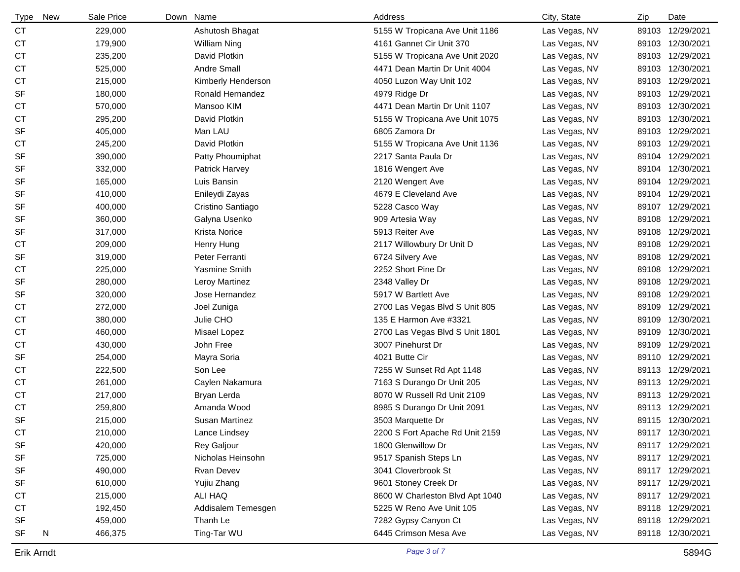| Type | New | Sale Price | Down | Name | Address | City, State | Zip | Date |
|---|---|---|---|---|---|---|---|---|
| CT | | 229,000 | | Ashutosh Bhagat | 5155 W Tropicana Ave Unit 1186 | Las Vegas, NV | 89103 | 12/29/2021 |
| CT | | 179,900 | | William Ning | 4161 Gannet Cir Unit 370 | Las Vegas, NV | 89103 | 12/30/2021 |
| CT | | 235,200 | | David Plotkin | 5155 W Tropicana Ave Unit 2020 | Las Vegas, NV | 89103 | 12/29/2021 |
| CT | | 525,000 | | Andre Small | 4471 Dean Martin Dr Unit 4004 | Las Vegas, NV | 89103 | 12/30/2021 |
| CT | | 215,000 | | Kimberly Henderson | 4050 Luzon Way Unit 102 | Las Vegas, NV | 89103 | 12/29/2021 |
| SF | | 180,000 | | Ronald Hernandez | 4979 Ridge Dr | Las Vegas, NV | 89103 | 12/29/2021 |
| CT | | 570,000 | | Mansoo KIM | 4471 Dean Martin Dr Unit 1107 | Las Vegas, NV | 89103 | 12/30/2021 |
| CT | | 295,200 | | David Plotkin | 5155 W Tropicana Ave Unit 1075 | Las Vegas, NV | 89103 | 12/30/2021 |
| SF | | 405,000 | | Man LAU | 6805 Zamora Dr | Las Vegas, NV | 89103 | 12/29/2021 |
| CT | | 245,200 | | David Plotkin | 5155 W Tropicana Ave Unit 1136 | Las Vegas, NV | 89103 | 12/29/2021 |
| SF | | 390,000 | | Patty Phoumiphat | 2217 Santa Paula Dr | Las Vegas, NV | 89104 | 12/29/2021 |
| SF | | 332,000 | | Patrick Harvey | 1816 Wengert Ave | Las Vegas, NV | 89104 | 12/30/2021 |
| SF | | 165,000 | | Luis Bansin | 2120 Wengert Ave | Las Vegas, NV | 89104 | 12/29/2021 |
| SF | | 410,000 | | Enileydi Zayas | 4679 E Cleveland Ave | Las Vegas, NV | 89104 | 12/29/2021 |
| SF | | 400,000 | | Cristino Santiago | 5228 Casco Way | Las Vegas, NV | 89107 | 12/29/2021 |
| SF | | 360,000 | | Galyna Usenko | 909 Artesia Way | Las Vegas, NV | 89108 | 12/29/2021 |
| SF | | 317,000 | | Krista Norice | 5913 Reiter Ave | Las Vegas, NV | 89108 | 12/29/2021 |
| CT | | 209,000 | | Henry Hung | 2117 Willowbury Dr Unit D | Las Vegas, NV | 89108 | 12/29/2021 |
| SF | | 319,000 | | Peter Ferranti | 6724 Silvery Ave | Las Vegas, NV | 89108 | 12/29/2021 |
| CT | | 225,000 | | Yasmine Smith | 2252 Short Pine Dr | Las Vegas, NV | 89108 | 12/29/2021 |
| SF | | 280,000 | | Leroy Martinez | 2348 Valley Dr | Las Vegas, NV | 89108 | 12/29/2021 |
| SF | | 320,000 | | Jose Hernandez | 5917 W Bartlett Ave | Las Vegas, NV | 89108 | 12/29/2021 |
| CT | | 272,000 | | Joel Zuniga | 2700 Las Vegas Blvd S Unit 805 | Las Vegas, NV | 89109 | 12/29/2021 |
| CT | | 380,000 | | Julie CHO | 135 E Harmon Ave #3321 | Las Vegas, NV | 89109 | 12/30/2021 |
| CT | | 460,000 | | Misael Lopez | 2700 Las Vegas Blvd S Unit 1801 | Las Vegas, NV | 89109 | 12/30/2021 |
| CT | | 430,000 | | John Free | 3007 Pinehurst Dr | Las Vegas, NV | 89109 | 12/29/2021 |
| SF | | 254,000 | | Mayra Soria | 4021 Butte Cir | Las Vegas, NV | 89110 | 12/29/2021 |
| CT | | 222,500 | | Son Lee | 7255 W Sunset Rd Apt 1148 | Las Vegas, NV | 89113 | 12/29/2021 |
| CT | | 261,000 | | Caylen Nakamura | 7163 S Durango Dr Unit 205 | Las Vegas, NV | 89113 | 12/29/2021 |
| CT | | 217,000 | | Bryan Lerda | 8070 W Russell Rd Unit 2109 | Las Vegas, NV | 89113 | 12/29/2021 |
| CT | | 259,800 | | Amanda Wood | 8985 S Durango Dr Unit 2091 | Las Vegas, NV | 89113 | 12/29/2021 |
| SF | | 215,000 | | Susan Martinez | 3503 Marquette Dr | Las Vegas, NV | 89115 | 12/30/2021 |
| CT | | 210,000 | | Lance Lindsey | 2200 S Fort Apache Rd Unit 2159 | Las Vegas, NV | 89117 | 12/30/2021 |
| SF | | 420,000 | | Rey Galjour | 1800 Glenwillow Dr | Las Vegas, NV | 89117 | 12/29/2021 |
| SF | | 725,000 | | Nicholas Heinsohn | 9517 Spanish Steps Ln | Las Vegas, NV | 89117 | 12/29/2021 |
| SF | | 490,000 | | Rvan Devev | 3041 Cloverbrook St | Las Vegas, NV | 89117 | 12/29/2021 |
| SF | | 610,000 | | Yujiu Zhang | 9601 Stoney Creek Dr | Las Vegas, NV | 89117 | 12/29/2021 |
| CT | | 215,000 | | ALI HAQ | 8600 W Charleston Blvd Apt 1040 | Las Vegas, NV | 89117 | 12/29/2021 |
| CT | | 192,450 | | Addisalem Temesgen | 5225 W Reno Ave Unit 105 | Las Vegas, NV | 89118 | 12/29/2021 |
| SF | | 459,000 | | Thanh Le | 7282 Gypsy Canyon Ct | Las Vegas, NV | 89118 | 12/29/2021 |
| SF | N | 466,375 | | Ting-Tar WU | 6445 Crimson Mesa Ave | Las Vegas, NV | 89118 | 12/30/2021 |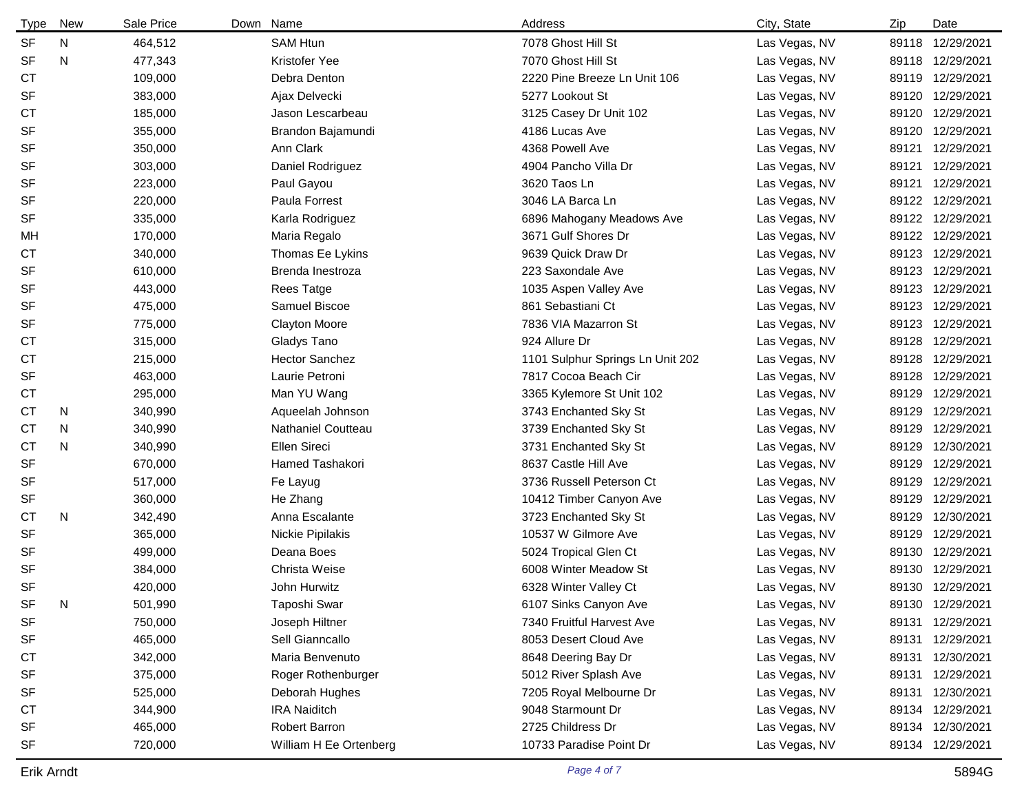| Type | New | Sale Price | Down | Name | Address | City, State | Zip | Date |
|---|---|---|---|---|---|---|---|---|
| SF | N | 464,512 | | SAM Htun | 7078 Ghost Hill St | Las Vegas, NV | 89118 | 12/29/2021 |
| SF | N | 477,343 | | Kristofer Yee | 7070 Ghost Hill St | Las Vegas, NV | 89118 | 12/29/2021 |
| CT | | 109,000 | | Debra Denton | 2220 Pine Breeze Ln Unit 106 | Las Vegas, NV | 89119 | 12/29/2021 |
| SF | | 383,000 | | Ajax Delvecki | 5277 Lookout St | Las Vegas, NV | 89120 | 12/29/2021 |
| CT | | 185,000 | | Jason Lescarbeau | 3125 Casey Dr Unit 102 | Las Vegas, NV | 89120 | 12/29/2021 |
| SF | | 355,000 | | Brandon Bajamundi | 4186 Lucas Ave | Las Vegas, NV | 89120 | 12/29/2021 |
| SF | | 350,000 | | Ann Clark | 4368 Powell Ave | Las Vegas, NV | 89121 | 12/29/2021 |
| SF | | 303,000 | | Daniel Rodriguez | 4904 Pancho Villa Dr | Las Vegas, NV | 89121 | 12/29/2021 |
| SF | | 223,000 | | Paul Gayou | 3620 Taos Ln | Las Vegas, NV | 89121 | 12/29/2021 |
| SF | | 220,000 | | Paula Forrest | 3046 LA Barca Ln | Las Vegas, NV | 89122 | 12/29/2021 |
| SF | | 335,000 | | Karla Rodriguez | 6896 Mahogany Meadows Ave | Las Vegas, NV | 89122 | 12/29/2021 |
| MH | | 170,000 | | Maria Regalo | 3671 Gulf Shores Dr | Las Vegas, NV | 89122 | 12/29/2021 |
| CT | | 340,000 | | Thomas Ee Lykins | 9639 Quick Draw Dr | Las Vegas, NV | 89123 | 12/29/2021 |
| SF | | 610,000 | | Brenda Inestroza | 223 Saxondale Ave | Las Vegas, NV | 89123 | 12/29/2021 |
| SF | | 443,000 | | Rees Tatge | 1035 Aspen Valley Ave | Las Vegas, NV | 89123 | 12/29/2021 |
| SF | | 475,000 | | Samuel Biscoe | 861 Sebastiani Ct | Las Vegas, NV | 89123 | 12/29/2021 |
| SF | | 775,000 | | Clayton Moore | 7836 VIA Mazarron St | Las Vegas, NV | 89123 | 12/29/2021 |
| CT | | 315,000 | | Gladys Tano | 924 Allure Dr | Las Vegas, NV | 89128 | 12/29/2021 |
| CT | | 215,000 | | Hector Sanchez | 1101 Sulphur Springs Ln Unit 202 | Las Vegas, NV | 89128 | 12/29/2021 |
| SF | | 463,000 | | Laurie Petroni | 7817 Cocoa Beach Cir | Las Vegas, NV | 89128 | 12/29/2021 |
| CT | | 295,000 | | Man YU Wang | 3365 Kylemore St Unit 102 | Las Vegas, NV | 89129 | 12/29/2021 |
| CT | N | 340,990 | | Aqueelah Johnson | 3743 Enchanted Sky St | Las Vegas, NV | 89129 | 12/29/2021 |
| CT | N | 340,990 | | Nathaniel Coutteau | 3739 Enchanted Sky St | Las Vegas, NV | 89129 | 12/29/2021 |
| CT | N | 340,990 | | Ellen Sireci | 3731 Enchanted Sky St | Las Vegas, NV | 89129 | 12/30/2021 |
| SF | | 670,000 | | Hamed Tashakori | 8637 Castle Hill Ave | Las Vegas, NV | 89129 | 12/29/2021 |
| SF | | 517,000 | | Fe Layug | 3736 Russell Peterson Ct | Las Vegas, NV | 89129 | 12/29/2021 |
| SF | | 360,000 | | He Zhang | 10412 Timber Canyon Ave | Las Vegas, NV | 89129 | 12/29/2021 |
| CT | N | 342,490 | | Anna Escalante | 3723 Enchanted Sky St | Las Vegas, NV | 89129 | 12/30/2021 |
| SF | | 365,000 | | Nickie Pipilakis | 10537 W Gilmore Ave | Las Vegas, NV | 89129 | 12/29/2021 |
| SF | | 499,000 | | Deana Boes | 5024 Tropical Glen Ct | Las Vegas, NV | 89130 | 12/29/2021 |
| SF | | 384,000 | | Christa Weise | 6008 Winter Meadow St | Las Vegas, NV | 89130 | 12/29/2021 |
| SF | | 420,000 | | John Hurwitz | 6328 Winter Valley Ct | Las Vegas, NV | 89130 | 12/29/2021 |
| SF | N | 501,990 | | Taposhi Swar | 6107 Sinks Canyon Ave | Las Vegas, NV | 89130 | 12/29/2021 |
| SF | | 750,000 | | Joseph Hiltner | 7340 Fruitful Harvest Ave | Las Vegas, NV | 89131 | 12/29/2021 |
| SF | | 465,000 | | Sell Gianncallo | 8053 Desert Cloud Ave | Las Vegas, NV | 89131 | 12/29/2021 |
| CT | | 342,000 | | Maria Benvenuto | 8648 Deering Bay Dr | Las Vegas, NV | 89131 | 12/30/2021 |
| SF | | 375,000 | | Roger Rothenburger | 5012 River Splash Ave | Las Vegas, NV | 89131 | 12/29/2021 |
| SF | | 525,000 | | Deborah Hughes | 7205 Royal Melbourne Dr | Las Vegas, NV | 89131 | 12/30/2021 |
| CT | | 344,900 | | IRA Naiditch | 9048 Starmount Dr | Las Vegas, NV | 89134 | 12/29/2021 |
| SF | | 465,000 | | Robert Barron | 2725 Childress Dr | Las Vegas, NV | 89134 | 12/30/2021 |
| SF | | 720,000 | | William H Ee Ortenberg | 10733 Paradise Point Dr | Las Vegas, NV | 89134 | 12/29/2021 |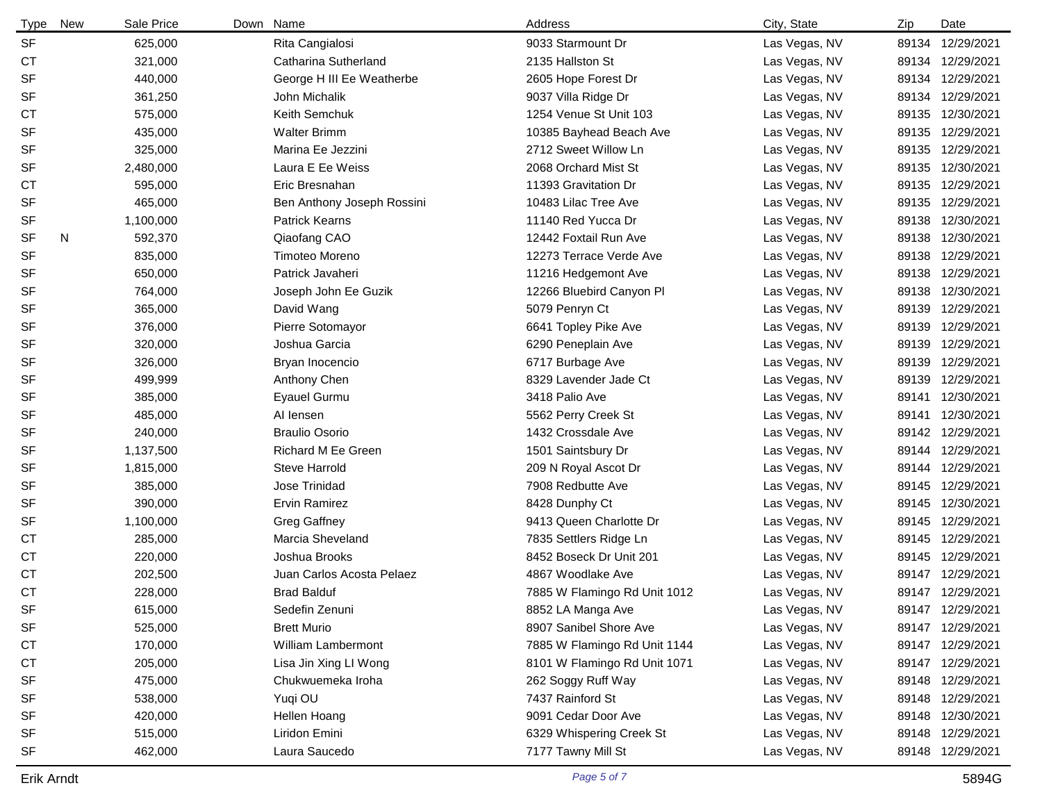| Type | New | Sale Price | Down | Name | Address | City, State | Zip | Date |
|---|---|---|---|---|---|---|---|---|
| SF | | 625,000 | | Rita Cangialosi | 9033 Starmount Dr | Las Vegas, NV | 89134 | 12/29/2021 |
| CT | | 321,000 | | Catharina Sutherland | 2135 Hallston St | Las Vegas, NV | 89134 | 12/29/2021 |
| SF | | 440,000 | | George H III Ee Weatherbe | 2605 Hope Forest Dr | Las Vegas, NV | 89134 | 12/29/2021 |
| SF | | 361,250 | | John Michalik | 9037 Villa Ridge Dr | Las Vegas, NV | 89134 | 12/29/2021 |
| CT | | 575,000 | | Keith Semchuk | 1254 Venue St Unit 103 | Las Vegas, NV | 89135 | 12/30/2021 |
| SF | | 435,000 | | Walter Brimm | 10385 Bayhead Beach Ave | Las Vegas, NV | 89135 | 12/29/2021 |
| SF | | 325,000 | | Marina Ee Jezzini | 2712 Sweet Willow Ln | Las Vegas, NV | 89135 | 12/29/2021 |
| SF | | 2,480,000 | | Laura E Ee Weiss | 2068 Orchard Mist St | Las Vegas, NV | 89135 | 12/30/2021 |
| CT | | 595,000 | | Eric Bresnahan | 11393 Gravitation Dr | Las Vegas, NV | 89135 | 12/29/2021 |
| SF | | 465,000 | | Ben Anthony Joseph Rossini | 10483 Lilac Tree Ave | Las Vegas, NV | 89135 | 12/29/2021 |
| SF | | 1,100,000 | | Patrick Kearns | 11140 Red Yucca Dr | Las Vegas, NV | 89138 | 12/30/2021 |
| SF | N | 592,370 | | Qiaofang CAO | 12442 Foxtail Run Ave | Las Vegas, NV | 89138 | 12/30/2021 |
| SF | | 835,000 | | Timoteo Moreno | 12273 Terrace Verde Ave | Las Vegas, NV | 89138 | 12/29/2021 |
| SF | | 650,000 | | Patrick Javaheri | 11216 Hedgemont Ave | Las Vegas, NV | 89138 | 12/29/2021 |
| SF | | 764,000 | | Joseph John Ee Guzik | 12266 Bluebird Canyon Pl | Las Vegas, NV | 89138 | 12/30/2021 |
| SF | | 365,000 | | David Wang | 5079 Penryn Ct | Las Vegas, NV | 89139 | 12/29/2021 |
| SF | | 376,000 | | Pierre Sotomayor | 6641 Topley Pike Ave | Las Vegas, NV | 89139 | 12/29/2021 |
| SF | | 320,000 | | Joshua Garcia | 6290 Peneplain Ave | Las Vegas, NV | 89139 | 12/29/2021 |
| SF | | 326,000 | | Bryan Inocencio | 6717 Burbage Ave | Las Vegas, NV | 89139 | 12/29/2021 |
| SF | | 499,999 | | Anthony Chen | 8329 Lavender Jade Ct | Las Vegas, NV | 89139 | 12/29/2021 |
| SF | | 385,000 | | Eyauel Gurmu | 3418 Palio Ave | Las Vegas, NV | 89141 | 12/30/2021 |
| SF | | 485,000 | | Al Iensen | 5562 Perry Creek St | Las Vegas, NV | 89141 | 12/30/2021 |
| SF | | 240,000 | | Braulio Osorio | 1432 Crossdale Ave | Las Vegas, NV | 89142 | 12/29/2021 |
| SF | | 1,137,500 | | Richard M Ee Green | 1501 Saintsbury Dr | Las Vegas, NV | 89144 | 12/29/2021 |
| SF | | 1,815,000 | | Steve Harrold | 209 N Royal Ascot Dr | Las Vegas, NV | 89144 | 12/29/2021 |
| SF | | 385,000 | | Jose Trinidad | 7908 Redbutte Ave | Las Vegas, NV | 89145 | 12/29/2021 |
| SF | | 390,000 | | Ervin Ramirez | 8428 Dunphy Ct | Las Vegas, NV | 89145 | 12/30/2021 |
| SF | | 1,100,000 | | Greg Gaffney | 9413 Queen Charlotte Dr | Las Vegas, NV | 89145 | 12/29/2021 |
| CT | | 285,000 | | Marcia Sheveland | 7835 Settlers Ridge Ln | Las Vegas, NV | 89145 | 12/29/2021 |
| CT | | 220,000 | | Joshua Brooks | 8452 Boseck Dr Unit 201 | Las Vegas, NV | 89145 | 12/29/2021 |
| CT | | 202,500 | | Juan Carlos Acosta Pelaez | 4867 Woodlake Ave | Las Vegas, NV | 89147 | 12/29/2021 |
| CT | | 228,000 | | Brad Balduf | 7885 W Flamingo Rd Unit 1012 | Las Vegas, NV | 89147 | 12/29/2021 |
| SF | | 615,000 | | Sedefin Zenuni | 8852 LA Manga Ave | Las Vegas, NV | 89147 | 12/29/2021 |
| SF | | 525,000 | | Brett Murio | 8907 Sanibel Shore Ave | Las Vegas, NV | 89147 | 12/29/2021 |
| CT | | 170,000 | | William Lambermont | 7885 W Flamingo Rd Unit 1144 | Las Vegas, NV | 89147 | 12/29/2021 |
| CT | | 205,000 | | Lisa Jin Xing LI Wong | 8101 W Flamingo Rd Unit 1071 | Las Vegas, NV | 89147 | 12/29/2021 |
| SF | | 475,000 | | Chukwuemeka Iroha | 262 Soggy Ruff Way | Las Vegas, NV | 89148 | 12/29/2021 |
| SF | | 538,000 | | Yuqi OU | 7437 Rainford St | Las Vegas, NV | 89148 | 12/29/2021 |
| SF | | 420,000 | | Hellen Hoang | 9091 Cedar Door Ave | Las Vegas, NV | 89148 | 12/30/2021 |
| SF | | 515,000 | | Liridon Emini | 6329 Whispering Creek St | Las Vegas, NV | 89148 | 12/29/2021 |
| SF | | 462,000 | | Laura Saucedo | 7177 Tawny Mill St | Las Vegas, NV | 89148 | 12/29/2021 |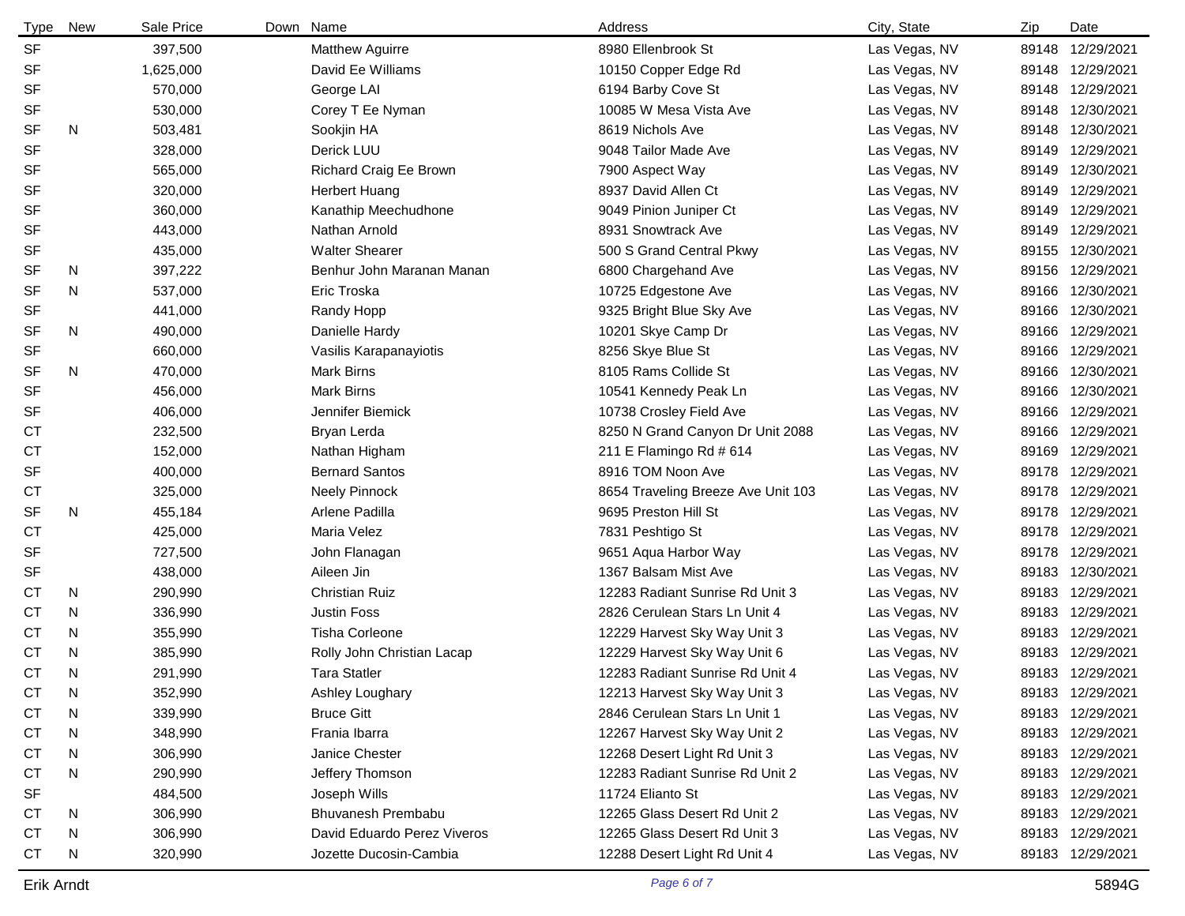| Type | New | Sale Price | Down | Name | Address | City, State | Zip | Date |
|---|---|---|---|---|---|---|---|---|
| SF | | 397,500 | | Matthew Aguirre | 8980 Ellenbrook St | Las Vegas, NV | 89148 | 12/29/2021 |
| SF | | 1,625,000 | | David Ee Williams | 10150 Copper Edge Rd | Las Vegas, NV | 89148 | 12/29/2021 |
| SF | | 570,000 | | George LAI | 6194 Barby Cove St | Las Vegas, NV | 89148 | 12/29/2021 |
| SF | | 530,000 | | Corey T Ee Nyman | 10085 W Mesa Vista Ave | Las Vegas, NV | 89148 | 12/30/2021 |
| SF | N | 503,481 | | Sookjin HA | 8619 Nichols Ave | Las Vegas, NV | 89148 | 12/30/2021 |
| SF | | 328,000 | | Derick LUU | 9048 Tailor Made Ave | Las Vegas, NV | 89149 | 12/29/2021 |
| SF | | 565,000 | | Richard Craig Ee Brown | 7900 Aspect Way | Las Vegas, NV | 89149 | 12/30/2021 |
| SF | | 320,000 | | Herbert Huang | 8937 David Allen Ct | Las Vegas, NV | 89149 | 12/29/2021 |
| SF | | 360,000 | | Kanathip Meechudhone | 9049 Pinion Juniper Ct | Las Vegas, NV | 89149 | 12/29/2021 |
| SF | | 443,000 | | Nathan Arnold | 8931 Snowtrack Ave | Las Vegas, NV | 89149 | 12/29/2021 |
| SF | | 435,000 | | Walter Shearer | 500 S Grand Central Pkwy | Las Vegas, NV | 89155 | 12/30/2021 |
| SF | N | 397,222 | | Benhur John Maranan Manan | 6800 Chargehand Ave | Las Vegas, NV | 89156 | 12/29/2021 |
| SF | N | 537,000 | | Eric Troska | 10725 Edgestone Ave | Las Vegas, NV | 89166 | 12/30/2021 |
| SF | | 441,000 | | Randy Hopp | 9325 Bright Blue Sky Ave | Las Vegas, NV | 89166 | 12/30/2021 |
| SF | N | 490,000 | | Danielle Hardy | 10201 Skye Camp Dr | Las Vegas, NV | 89166 | 12/29/2021 |
| SF | | 660,000 | | Vasilis Karapanayiotis | 8256 Skye Blue St | Las Vegas, NV | 89166 | 12/29/2021 |
| SF | N | 470,000 | | Mark Birns | 8105 Rams Collide St | Las Vegas, NV | 89166 | 12/30/2021 |
| SF | | 456,000 | | Mark Birns | 10541 Kennedy Peak Ln | Las Vegas, NV | 89166 | 12/30/2021 |
| SF | | 406,000 | | Jennifer Biemick | 10738 Crosley Field Ave | Las Vegas, NV | 89166 | 12/29/2021 |
| CT | | 232,500 | | Bryan Lerda | 8250 N Grand Canyon Dr Unit 2088 | Las Vegas, NV | 89166 | 12/29/2021 |
| CT | | 152,000 | | Nathan Higham | 211 E Flamingo Rd # 614 | Las Vegas, NV | 89169 | 12/29/2021 |
| SF | | 400,000 | | Bernard Santos | 8916 TOM Noon Ave | Las Vegas, NV | 89178 | 12/29/2021 |
| CT | | 325,000 | | Neely Pinnock | 8654 Traveling Breeze Ave Unit 103 | Las Vegas, NV | 89178 | 12/29/2021 |
| SF | N | 455,184 | | Arlene Padilla | 9695 Preston Hill St | Las Vegas, NV | 89178 | 12/29/2021 |
| CT | | 425,000 | | Maria Velez | 7831 Peshtigo St | Las Vegas, NV | 89178 | 12/29/2021 |
| SF | | 727,500 | | John Flanagan | 9651 Aqua Harbor Way | Las Vegas, NV | 89178 | 12/29/2021 |
| SF | | 438,000 | | Aileen Jin | 1367 Balsam Mist Ave | Las Vegas, NV | 89183 | 12/30/2021 |
| CT | N | 290,990 | | Christian Ruiz | 12283 Radiant Sunrise Rd Unit 3 | Las Vegas, NV | 89183 | 12/29/2021 |
| CT | N | 336,990 | | Justin Foss | 2826 Cerulean Stars Ln Unit 4 | Las Vegas, NV | 89183 | 12/29/2021 |
| CT | N | 355,990 | | Tisha Corleone | 12229 Harvest Sky Way Unit 3 | Las Vegas, NV | 89183 | 12/29/2021 |
| CT | N | 385,990 | | Rolly John Christian Lacap | 12229 Harvest Sky Way Unit 6 | Las Vegas, NV | 89183 | 12/29/2021 |
| CT | N | 291,990 | | Tara Statler | 12283 Radiant Sunrise Rd Unit 4 | Las Vegas, NV | 89183 | 12/29/2021 |
| CT | N | 352,990 | | Ashley Loughary | 12213 Harvest Sky Way Unit 3 | Las Vegas, NV | 89183 | 12/29/2021 |
| CT | N | 339,990 | | Bruce Gitt | 2846 Cerulean Stars Ln Unit 1 | Las Vegas, NV | 89183 | 12/29/2021 |
| CT | N | 348,990 | | Frania Ibarra | 12267 Harvest Sky Way Unit 2 | Las Vegas, NV | 89183 | 12/29/2021 |
| CT | N | 306,990 | | Janice Chester | 12268 Desert Light Rd Unit 3 | Las Vegas, NV | 89183 | 12/29/2021 |
| CT | N | 290,990 | | Jeffery Thomson | 12283 Radiant Sunrise Rd Unit 2 | Las Vegas, NV | 89183 | 12/29/2021 |
| SF | | 484,500 | | Joseph Wills | 11724 Elianto St | Las Vegas, NV | 89183 | 12/29/2021 |
| CT | N | 306,990 | | Bhuvanesh Prembabu | 12265 Glass Desert Rd Unit 2 | Las Vegas, NV | 89183 | 12/29/2021 |
| CT | N | 306,990 | | David Eduardo Perez Viveros | 12265 Glass Desert Rd Unit 3 | Las Vegas, NV | 89183 | 12/29/2021 |
| CT | N | 320,990 | | Jozette Ducosin-Cambia | 12288 Desert Light Rd Unit 4 | Las Vegas, NV | 89183 | 12/29/2021 |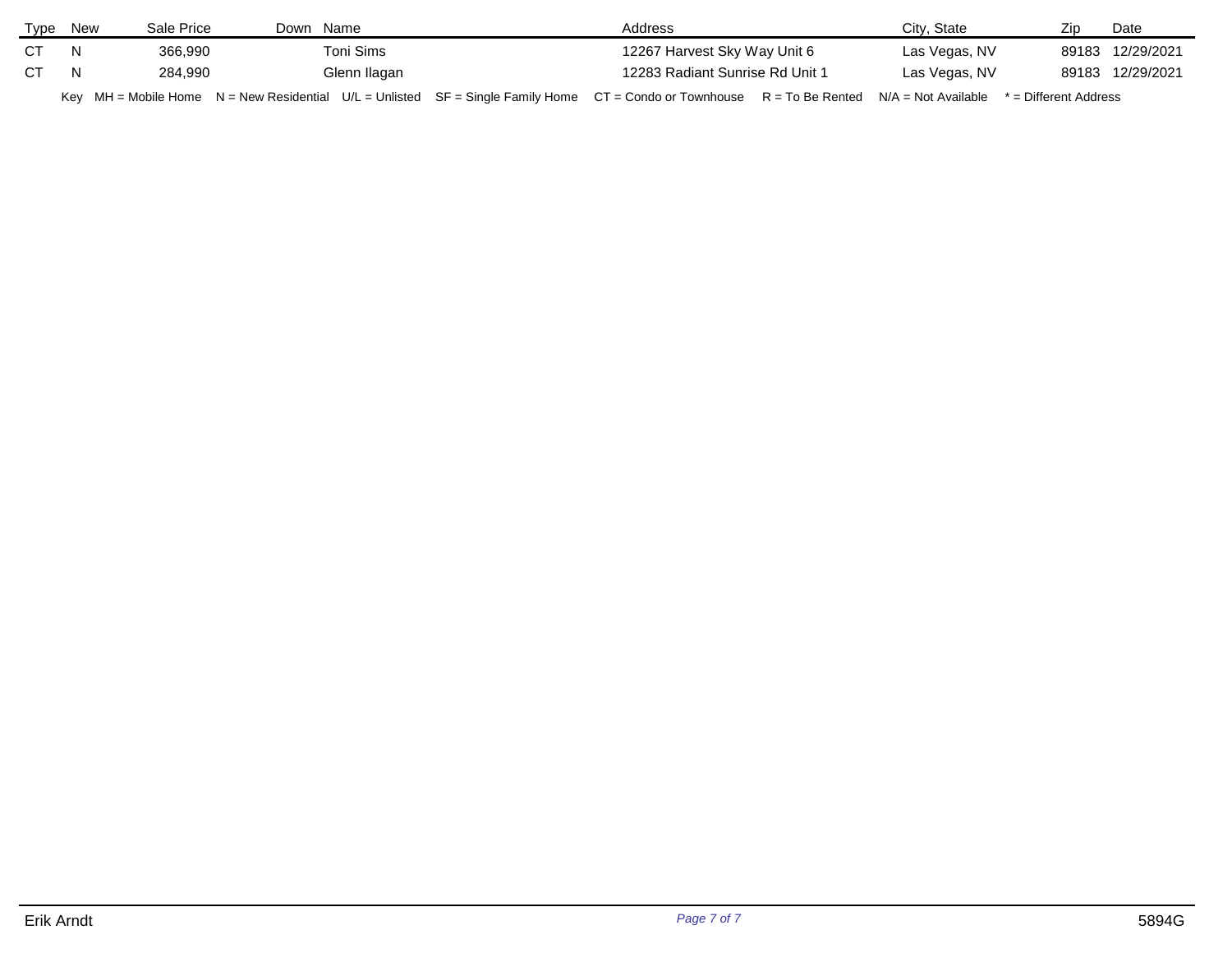| Type | New | Sale Price | Down | Name | Address | City, State | Zip | Date |
|---|---|---|---|---|---|---|---|---|
| CT | N | 366,990 | | Toni Sims | 12267 Harvest Sky Way Unit 6 | Las Vegas, NV | 89183 | 12/29/2021 |
| CT | N | 284,990 | | Glenn Ilagan | 12283 Radiant Sunrise Rd Unit 1 | Las Vegas, NV | 89183 | 12/29/2021 |

Key MH = Mobile Home N = New Residential U/L = Unlisted SF = Single Family Home CT = Condo or Townhouse R = To Be Rented N/A = Not Available * = Different Address

Erik Arndt 5894G